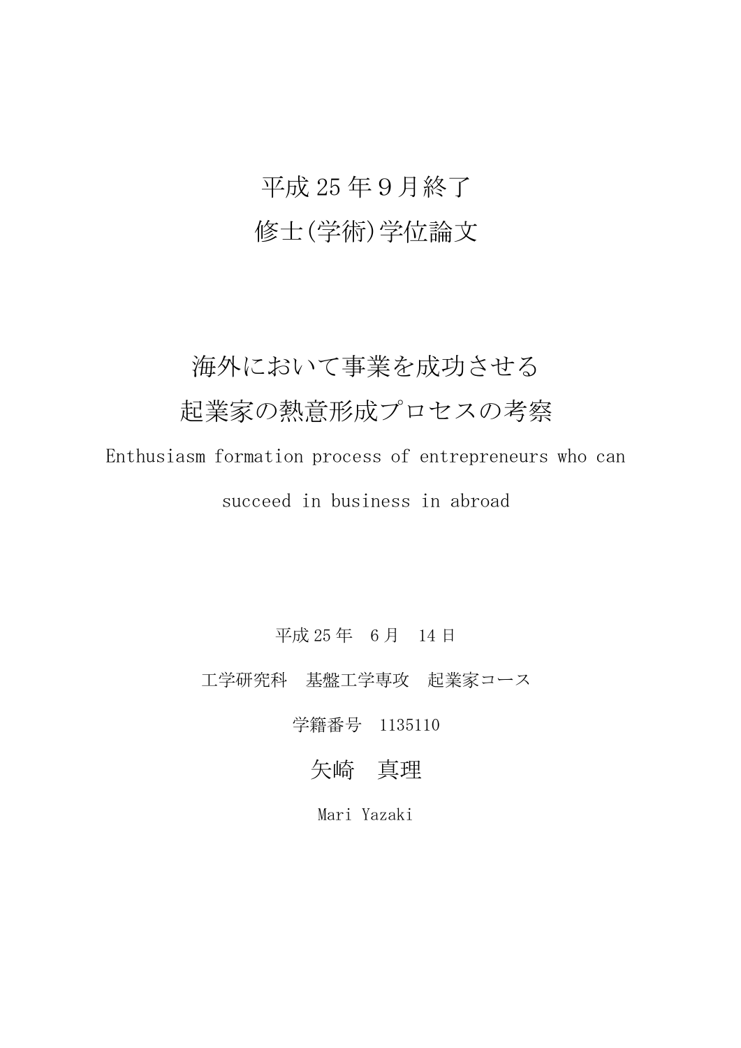平成 25 年 9 月終了

修士(学術)学位論文

# 海外において事業を成功させる起業家の熱意形成プロセスの考察

Enthusiasm formation process of entrepreneurs who can succeed in business in abroad

平成 25 年　6 月　14 日

工学研究科　基盤工学専攻　起業家コース

学籍番号　1135110

矢崎　真理

Mari Yazaki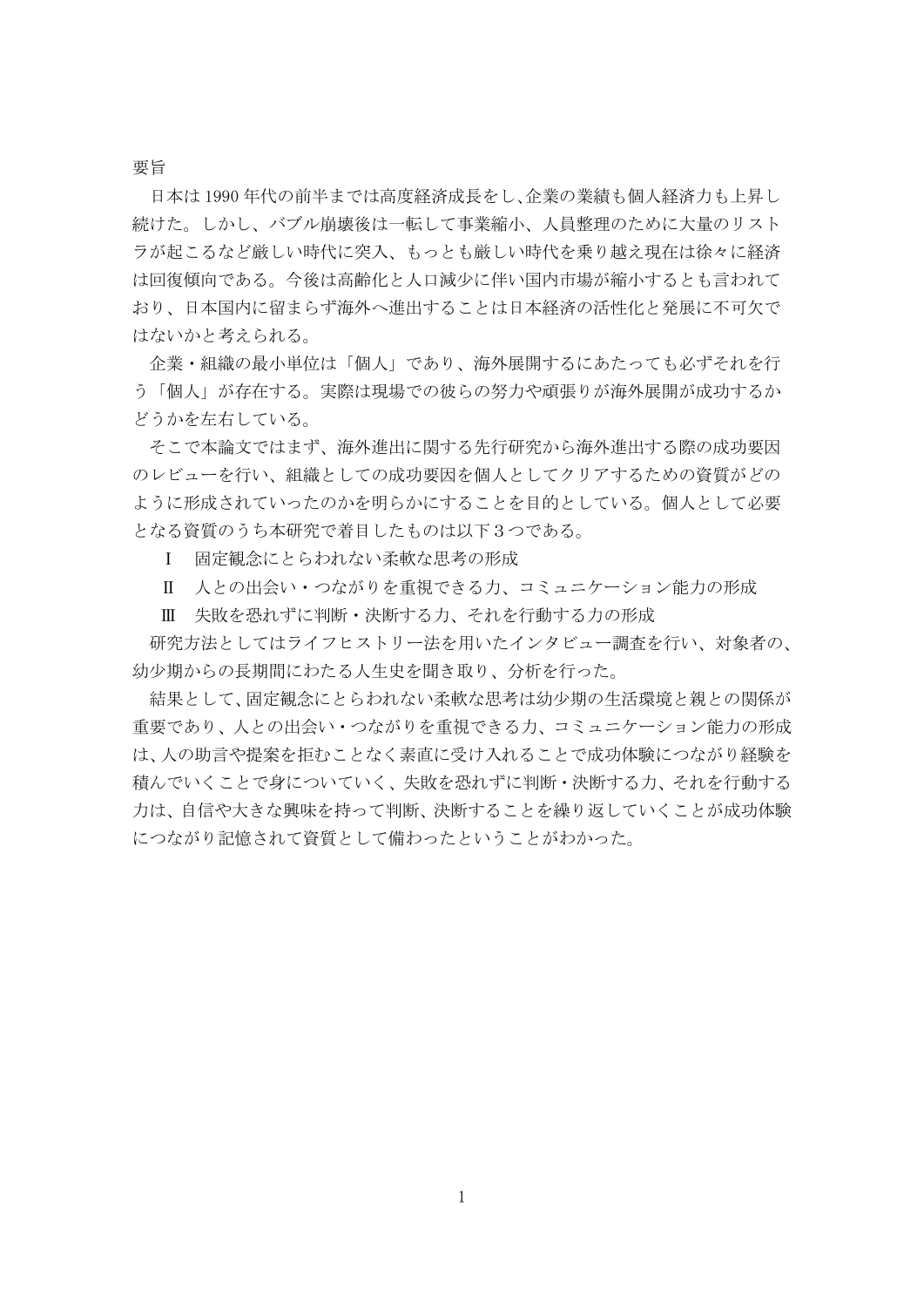## 要旨

日本は 1990 年代の前半までは高度経済成長をし､企業の業績も個人経済力も上昇し続けた。しかし、バブル崩壊後は一転して事業縮小、人員整理のために大量のリストラが起こるなど厳しい時代に突入、もっとも厳しい時代を乗り越え現在は徐々に経済は回復傾向である。今後は高齢化と人口減少に伴い国内市場が縮小するとも言われており、日本国内に留まらず海外へ進出することは日本経済の活性化と発展に不可欠ではないかと考えられる。

企業・組織の最小単位は「個人」であり、海外展開するにあたっても必ずそれを行う「個人」が存在する。実際は現場での彼らの努力や頑張りが海外展開が成功するかどうかを左右している。

そこで本論文ではまず、海外進出に関する先行研究から海外進出する際の成功要因のレビューを行い、組織としての成功要因を個人としてクリアするための資質がどのように形成されていったのかを明らかにすることを目的としている。個人として必要となる資質のうち本研究で着目したものは以下３つである。

Ⅰ　固定観念にとらわれない柔軟な思考の形成

Ⅱ　人との出会い・つながりを重視できる力、コミュニケーション能力の形成

Ⅲ　失敗を恐れずに判断・決断する力、それを行動する力の形成

研究方法としてはライフヒストリー法を用いたインタビュー調査を行い、対象者の、幼少期からの長期間にわたる人生史を聞き取り、分析を行った。

結果として、固定観念にとらわれない柔軟な思考は幼少期の生活環境と親との関係が重要であり、人との出会い・つながりを重視できる力、コミュニケーション能力の形成は、人の助言や提案を拒むことなく素直に受け入れることで成功体験につながり経験を積んでいくことで身についていく、失敗を恐れずに判断・決断する力、それを行動する力は、自信や大きな興味を持って判断、決断することを繰り返していくことが成功体験につながり記憶されて資質として備わったということがわかった。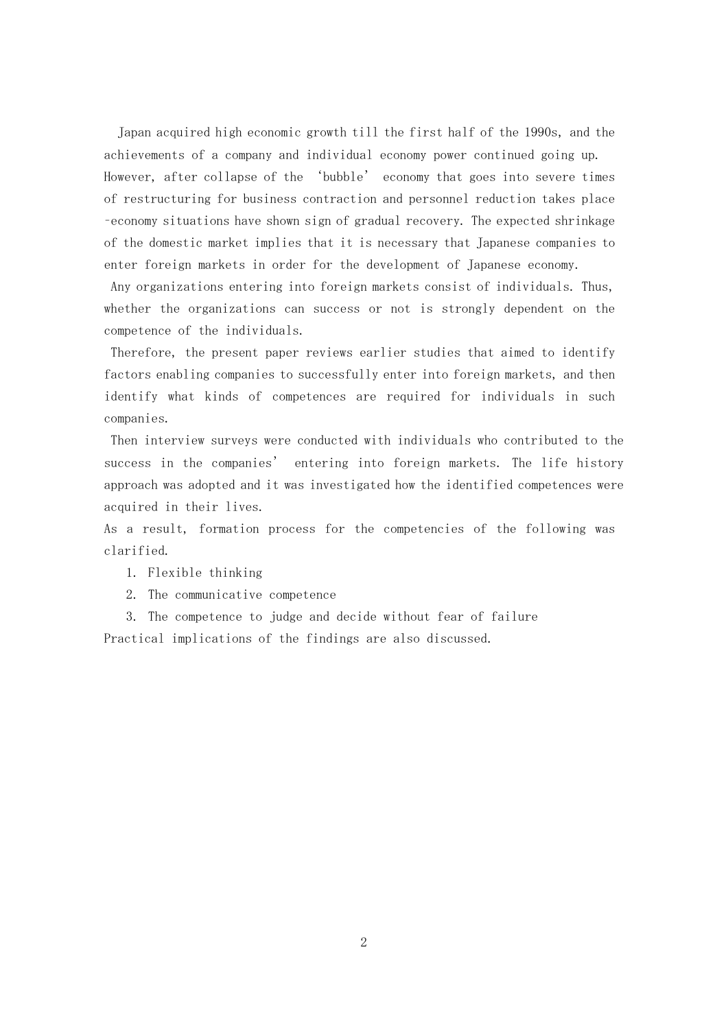Japan acquired high economic growth till the first half of the 1990s, and the achievements of a company and individual economy power continued going up. However, after collapse of the 'bubble' economy that goes into severe times of restructuring for business contraction and personnel reduction takes place -economy situations have shown sign of gradual recovery. The expected shrinkage of the domestic market implies that it is necessary that Japanese companies to enter foreign markets in order for the development of Japanese economy.

Any organizations entering into foreign markets consist of individuals. Thus, whether the organizations can success or not is strongly dependent on the competence of the individuals.

Therefore, the present paper reviews earlier studies that aimed to identify factors enabling companies to successfully enter into foreign markets, and then identify what kinds of competences are required for individuals in such companies.

Then interview surveys were conducted with individuals who contributed to the success in the companies' entering into foreign markets. The life history approach was adopted and it was investigated how the identified competences were acquired in their lives.

As a result, formation process for the competencies of the following was clarified.

1. Flexible thinking
2. The communicative competence
3. The competence to judge and decide without fear of failure

Practical implications of the findings are also discussed.